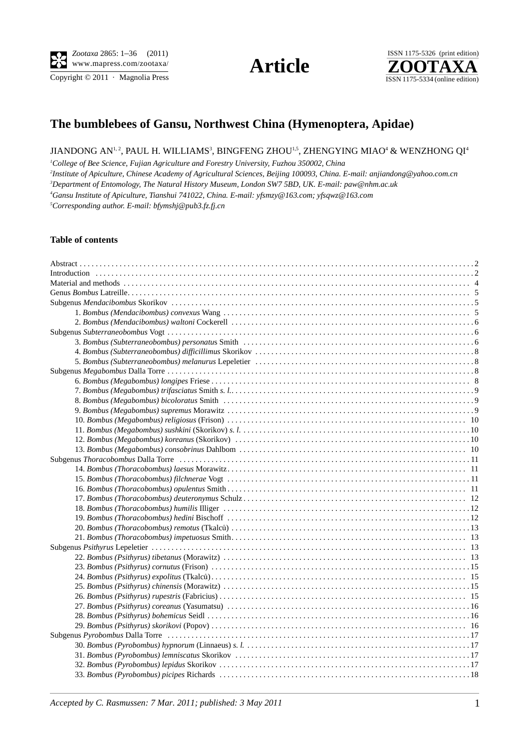# The bumblebees of Gansu, Northwest China (Hymenoptera, Apidae)

JIANDONG AN[1,2], PAUL H. WILLIAMS[3], BINGFENG ZHOU[1,5], ZHENGYING MIAO[4] & WENZHONG QI[4]

[1]*College of Bee Science, Fujian Agriculture and Forestry University, Fuzhou 350002, China*
[2]*Institute of Apiculture, Chinese Academy of Agricultural Sciences, Beijing 100093, China. E-mail: anjiandong@yahoo.com.cn*
[3]*Department of Entomology, The Natural History Museum, London SW7 5BD, UK. E-mail: paw@nhm.ac.uk*
[4]*Gansu Institute of Apiculture, Tianshui 741022, China. E-mail: yfsmzy@163.com; yfsqwz@163.com*
[5]*Corresponding author. E-mail: bfymshj@pub3.fz.fj.cn*

### Table of contents

Abstract . . . . . 2
Introduction . . . . . 2
Material and methods . . . . . 4
Genus *Bombus* Latreille. . . . . . 5
Subgenus *Mendacibombus* Skorikov . . . . . 5
- 1. *Bombus (Mendacibombus) convexus* Wang . . . . . 5
- 2. *Bombus (Mendacibombus) waltoni* Cockerell . . . . . 6

Subgenus *Subterraneobombus* Vogt . . . . . 6
- 3. *Bombus (Subterraneobombus) personatus* Smith . . . . . 6
- 4. *Bombus (Subterraneobombus) difficillimus* Skorikov . . . . . 8
- 5. *Bombus (Subterraneobombus) melanurus* Lepeletier . . . . . 8

Subgenus *Megabombus* Dalla Torre . . . . . 8
- 6. *Bombus (Megabombus) longipes* Friese . . . . . 8
- 7. *Bombus (Megabombus) trifasciatus* Smith *s. l.*. . . . . . 9
- 8. *Bombus (Megabombus) bicoloratus* Smith . . . . . 9
- 9. *Bombus (Megabombus) supremus* Morawitz . . . . . 9
- 10. *Bombus (Megabombus) religiosus* (Frison) . . . . . 10
- 11. *Bombus (Megabombus) sushkini* (Skorikov) *s. l.* . . . . . 10
- 12. *Bombus (Megabombus) koreanus* (Skorikov) . . . . . 10
- 13. *Bombus (Megabombus) consobrinus* Dahlbom . . . . . 10

Subgenus *Thoracobombus* Dalla Torre . . . . . 11
- 14. *Bombus (Thoracobombus) laesus* Morawitz. . . . . . 11
- 15. *Bombus (Thoracobombus) filchnerae* Vogt . . . . . 11
- 16. *Bombus (Thoracobombus) opulentus* Smith . . . . . 11
- 17. *Bombus (Thoracobombus) deuteronymus* Schulz . . . . . 12
- 18. *Bombus (Thoracobombus) humilis* Illiger . . . . . 12
- 19. *Bombus (Thoracobombus) hedini* Bischoff . . . . . 12
- 20. *Bombus (Thoracobombus) remotus* (Tkalců) . . . . . 13
- 21. *Bombus (Thoracobombus) impetuosus* Smith. . . . . . 13

Subgenus *Psithyrus* Lepeletier . . . . . 13
- 22. *Bombus (Psithyrus) tibetanus* (Morawitz) . . . . . 13
- 23. *Bombus (Psithyrus) cornutus* (Frison) . . . . . 15
- 24. *Bombus (Psithyrus) expolitus* (Tkalců). . . . . . 15
- 25. *Bombus (Psithyrus) chinensis* (Morawitz) . . . . . 15
- 26. *Bombus (Psithyrus) rupestris* (Fabricius) . . . . . 15
- 27. *Bombus (Psithyrus) coreanus* (Yasumatsu) . . . . . 16
- 28. *Bombus (Psithyrus) bohemicus* Seidl . . . . . 16
- 29. *Bombus (Psithyrus) skorikovi* (Popov) . . . . . 16

Subgenus *Pyrobombus* Dalla Torre . . . . . 17
- 30. *Bombus (Pyrobombus) hypnorum* (Linnaeus) *s. l.* . . . . . 17
- 31. *Bombus (Pyrobombus) lemniscatus* Skorikov . . . . . 17
- 32. *Bombus (Pyrobombus) lepidus* Skorikov . . . . . 17
- 33. *Bombus (Pyrobombus) picipes* Richards . . . . . 18

*Accepted by C. Rasmussen: 7 Mar. 2011; published: 3 May 2011*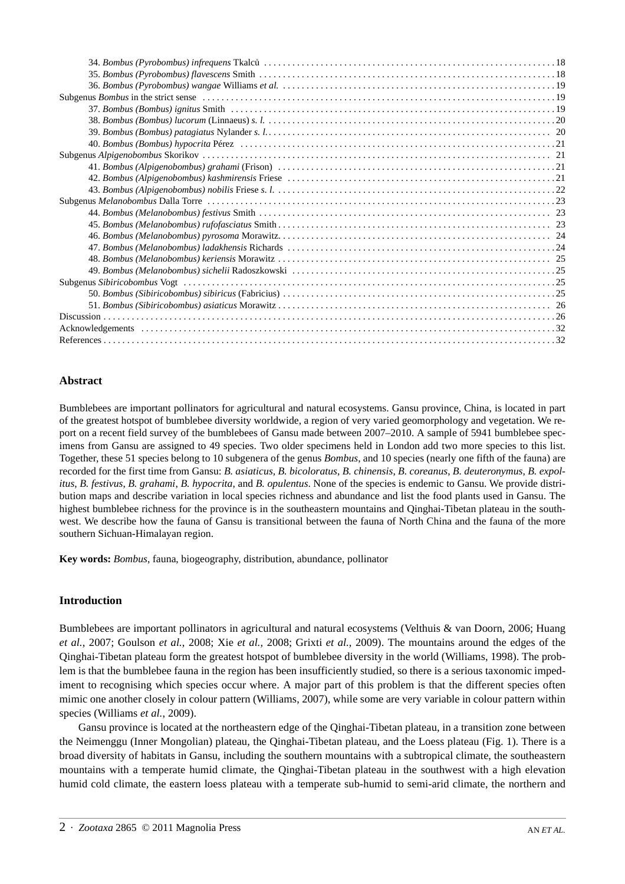34. *Bombus (Pyrobombus) infrequens* Tkalců . . . . . . . . . . . . . . . . . . . . . . . . . . . . . . . . . . . . . . . . . . . . . . . . . . . . . . . . . . . . . . 18
35. *Bombus (Pyrobombus) flavescens* Smith . . . . . . . . . . . . . . . . . . . . . . . . . . . . . . . . . . . . . . . . . . . . . . . . . . . . . . . . . . . . . . . 18
36. *Bombus (Pyrobombus) wangae* Williams *et al.* . . . . . . . . . . . . . . . . . . . . . . . . . . . . . . . . . . . . . . . . . . . . . . . . . . . . . . . . . 19
Subgenus *Bombus* in the strict sense . . . . . . . . . . . . . . . . . . . . . . . . . . . . . . . . . . . . . . . . . . . . . . . . . . . . . . . . . . . . . . . . . . 19
37. *Bombus (Bombus) ignitus* Smith . . . . . . . . . . . . . . . . . . . . . . . . . . . . . . . . . . . . . . . . . . . . . . . . . . . . . . . . . . . . . . . . . . . 19
38. *Bombus (Bombus) lucorum* (Linnaeus) *s. l.* . . . . . . . . . . . . . . . . . . . . . . . . . . . . . . . . . . . . . . . . . . . . . . . . . . . . . . . . . . . 20
39. *Bombus (Bombus) patagiatus* Nylander *s. l.* . . . . . . . . . . . . . . . . . . . . . . . . . . . . . . . . . . . . . . . . . . . . . . . . . . . . . . . . . . 20
40. *Bombus (Bombus) hypocrita* Pérez . . . . . . . . . . . . . . . . . . . . . . . . . . . . . . . . . . . . . . . . . . . . . . . . . . . . . . . . . . . . . . . . . 21
Subgenus *Alpigenobombus* Skorikov . . . . . . . . . . . . . . . . . . . . . . . . . . . . . . . . . . . . . . . . . . . . . . . . . . . . . . . . . . . . . . . . . . . 21
41. *Bombus (Alpigenobombus) grahami* (Frison) . . . . . . . . . . . . . . . . . . . . . . . . . . . . . . . . . . . . . . . . . . . . . . . . . . . . . . . . . . 21
42. *Bombus (Alpigenobombus) kashmirensis* Friese . . . . . . . . . . . . . . . . . . . . . . . . . . . . . . . . . . . . . . . . . . . . . . . . . . . . . . . 21
43. *Bombus (Alpigenobombus) nobilis* Friese *s. l.* . . . . . . . . . . . . . . . . . . . . . . . . . . . . . . . . . . . . . . . . . . . . . . . . . . . . . . . . 22
Subgenus *Melanobombus* Dalla Torre . . . . . . . . . . . . . . . . . . . . . . . . . . . . . . . . . . . . . . . . . . . . . . . . . . . . . . . . . . . . . . . . . . 23
44. *Bombus (Melanobombus) festivus* Smith . . . . . . . . . . . . . . . . . . . . . . . . . . . . . . . . . . . . . . . . . . . . . . . . . . . . . . . . . . . . . 23
45. *Bombus (Melanobombus) rufofasciatus* Smith . . . . . . . . . . . . . . . . . . . . . . . . . . . . . . . . . . . . . . . . . . . . . . . . . . . . . . . . . 23
46. *Bombus (Melanobombus) pyrosoma* Morawitz. . . . . . . . . . . . . . . . . . . . . . . . . . . . . . . . . . . . . . . . . . . . . . . . . . . . . . . . . 24
47. *Bombus (Melanobombus) ladakhensis* Richards . . . . . . . . . . . . . . . . . . . . . . . . . . . . . . . . . . . . . . . . . . . . . . . . . . . . . . . 24
48. *Bombus (Melanobombus) keriensis* Morawitz . . . . . . . . . . . . . . . . . . . . . . . . . . . . . . . . . . . . . . . . . . . . . . . . . . . . . . . . . 25
49. *Bombus (Melanobombus) sichelii* Radoszkowski . . . . . . . . . . . . . . . . . . . . . . . . . . . . . . . . . . . . . . . . . . . . . . . . . . . . . . . 25
Subgenus *Sibiricobombus* Vogt . . . . . . . . . . . . . . . . . . . . . . . . . . . . . . . . . . . . . . . . . . . . . . . . . . . . . . . . . . . . . . . . . . . . . . . 25
50. *Bombus (Sibiricobombus) sibiricus* (Fabricius) . . . . . . . . . . . . . . . . . . . . . . . . . . . . . . . . . . . . . . . . . . . . . . . . . . . . . . . . 25
51. *Bombus (Sibiricobombus) asiaticus* Morawitz . . . . . . . . . . . . . . . . . . . . . . . . . . . . . . . . . . . . . . . . . . . . . . . . . . . . . . . . . 26
Discussion . . . . . . . . . . . . . . . . . . . . . . . . . . . . . . . . . . . . . . . . . . . . . . . . . . . . . . . . . . . . . . . . . . . . . . . . . . . . . . . . . . . . . . . 26
Acknowledgements . . . . . . . . . . . . . . . . . . . . . . . . . . . . . . . . . . . . . . . . . . . . . . . . . . . . . . . . . . . . . . . . . . . . . . . . . . . . . . . . 32
References . . . . . . . . . . . . . . . . . . . . . . . . . . . . . . . . . . . . . . . . . . . . . . . . . . . . . . . . . . . . . . . . . . . . . . . . . . . . . . . . . . . . . . . 32

## Abstract

Bumblebees are important pollinators for agricultural and natural ecosystems. Gansu province, China, is located in part of the greatest hotspot of bumblebee diversity worldwide, a region of very varied geomorphology and vegetation. We report on a recent field survey of the bumblebees of Gansu made between 2007–2010. A sample of 5941 bumblebee specimens from Gansu are assigned to 49 species. Two older specimens held in London add two more species to this list. Together, these 51 species belong to 10 subgenera of the genus *Bombus*, and 10 species (nearly one fifth of the fauna) are recorded for the first time from Gansu: *B. asiaticus*, *B. bicoloratus*, *B. chinensis*, *B. coreanus*, *B. deuteronymus*, *B. expolitus*, *B. festivus*, *B. grahami*, *B. hypocrita*, and *B. opulentus*. None of the species is endemic to Gansu. We provide distribution maps and describe variation in local species richness and abundance and list the food plants used in Gansu. The highest bumblebee richness for the province is in the southeastern mountains and Qinghai-Tibetan plateau in the southwest. We describe how the fauna of Gansu is transitional between the fauna of North China and the fauna of the more southern Sichuan-Himalayan region.

**Key words:** *Bombus*, fauna, biogeography, distribution, abundance, pollinator

## Introduction

Bumblebees are important pollinators in agricultural and natural ecosystems (Velthuis & van Doorn, 2006; Huang *et al.*, 2007; Goulson *et al.*, 2008; Xie *et al.*, 2008; Grixti *et al.*, 2009). The mountains around the edges of the Qinghai-Tibetan plateau form the greatest hotspot of bumblebee diversity in the world (Williams, 1998). The problem is that the bumblebee fauna in the region has been insufficiently studied, so there is a serious taxonomic impediment to recognising which species occur where. A major part of this problem is that the different species often mimic one another closely in colour pattern (Williams, 2007), while some are very variable in colour pattern within species (Williams *et al.*, 2009).

Gansu province is located at the northeastern edge of the Qinghai-Tibetan plateau, in a transition zone between the Neimenggu (Inner Mongolian) plateau, the Qinghai-Tibetan plateau, and the Loess plateau (Fig. 1). There is a broad diversity of habitats in Gansu, including the southern mountains with a subtropical climate, the southeastern mountains with a temperate humid climate, the Qinghai-Tibetan plateau in the southwest with a high elevation humid cold climate, the eastern loess plateau with a temperate sub-humid to semi-arid climate, the northern and